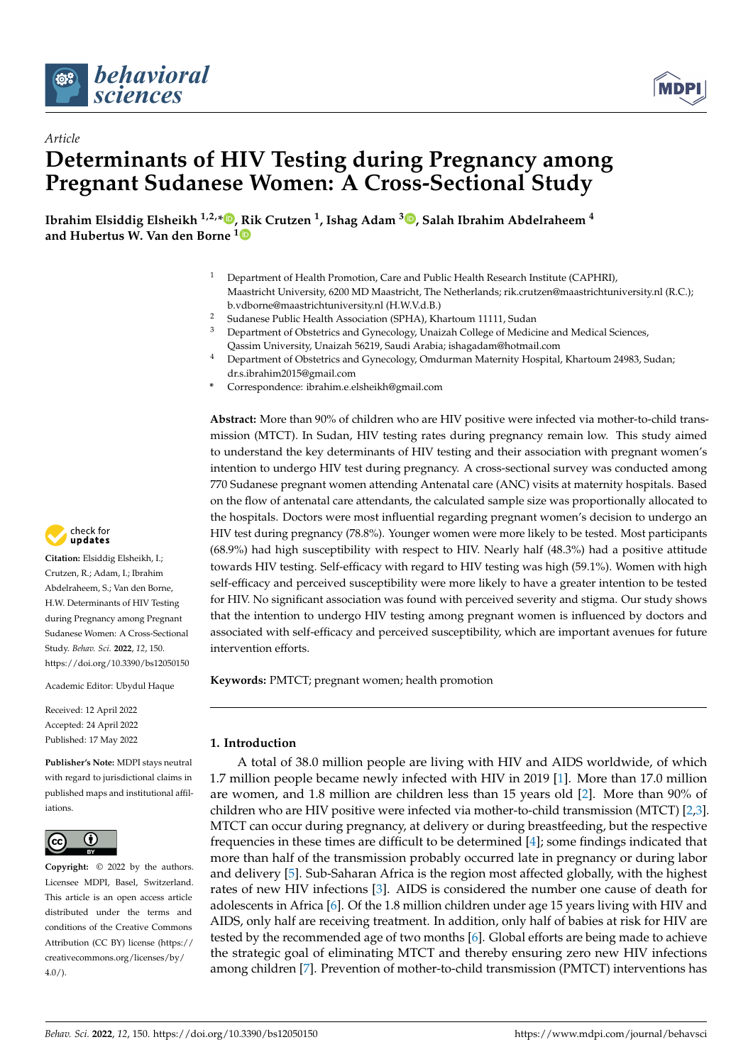Article

# Determinants of HIV Testing during Pregnancy among Pregnant Sudanese Women: A Cross-Sectional Study

**Ibrahim Elsiddig Elsheikh [1,2,*], Rik Crutzen [1], Ishag Adam [3], Salah Ibrahim Abdelraheem [4] and Hubertus W. Van den Borne [1]**

[1] Department of Health Promotion, Care and Public Health Research Institute (CAPHRI), Maastricht University, 6200 MD Maastricht, The Netherlands; rik.crutzen@maastrichtuniversity.nl (R.C.); b.vdborne@maastrichtuniversity.nl (H.W.V.d.B.)
[2] Sudanese Public Health Association (SPHA), Khartoum 11111, Sudan
[3] Department of Obstetrics and Gynecology, Unaizah College of Medicine and Medical Sciences, Qassim University, Unaizah 56219, Saudi Arabia; ishagadam@hotmail.com
[4] Department of Obstetrics and Gynecology, Omdurman Maternity Hospital, Khartoum 24983, Sudan; dr.s.ibrahim2015@gmail.com
[*] Correspondence: ibrahim.e.elsheikh@gmail.com

**Abstract:** More than 90% of children who are HIV positive were infected via mother-to-child transmission (MTCT). In Sudan, HIV testing rates during pregnancy remain low. This study aimed to understand the key determinants of HIV testing and their association with pregnant women's intention to undergo HIV test during pregnancy. A cross-sectional survey was conducted among 770 Sudanese pregnant women attending Antenatal care (ANC) visits at maternity hospitals. Based on the flow of antenatal care attendants, the calculated sample size was proportionally allocated to the hospitals. Doctors were most influential regarding pregnant women's decision to undergo an HIV test during pregnancy (78.8%). Younger women were more likely to be tested. Most participants (68.9%) had high susceptibility with respect to HIV. Nearly half (48.3%) had a positive attitude towards HIV testing. Self-efficacy with regard to HIV testing was high (59.1%). Women with high self-efficacy and perceived susceptibility were more likely to have a greater intention to be tested for HIV. No significant association was found with perceived severity and stigma. Our study shows that the intention to undergo HIV testing among pregnant women is influenced by doctors and associated with self-efficacy and perceived susceptibility, which are important avenues for future intervention efforts.

**Keywords:** PMTCT; pregnant women; health promotion

**Citation:** Elsiddig Elsheikh, I.; Crutzen, R.; Adam, I.; Ibrahim Abdelraheem, S.; Van den Borne, H.W. Determinants of HIV Testing during Pregnancy among Pregnant Sudanese Women: A Cross-Sectional Study. *Behav. Sci.* **2022**, *12*, 150. https://doi.org/10.3390/bs12050150

Academic Editor: Ubydul Haque

Received: 12 April 2022
Accepted: 24 April 2022
Published: 17 May 2022

**Publisher's Note:** MDPI stays neutral with regard to jurisdictional claims in published maps and institutional affiliations.

**Copyright:** © 2022 by the authors. Licensee MDPI, Basel, Switzerland. This article is an open access article distributed under the terms and conditions of the Creative Commons Attribution (CC BY) license (https://creativecommons.org/licenses/by/4.0/).

## 1. Introduction

A total of 38.0 million people are living with HIV and AIDS worldwide, of which 1.7 million people became newly infected with HIV in 2019 [1]. More than 17.0 million are women, and 1.8 million are children less than 15 years old [2]. More than 90% of children who are HIV positive were infected via mother-to-child transmission (MTCT) [2,3]. MTCT can occur during pregnancy, at delivery or during breastfeeding, but the respective frequencies in these times are difficult to be determined [4]; some findings indicated that more than half of the transmission probably occurred late in pregnancy or during labor and delivery [5]. Sub-Saharan Africa is the region most affected globally, with the highest rates of new HIV infections [3]. AIDS is considered the number one cause of death for adolescents in Africa [6]. Of the 1.8 million children under age 15 years living with HIV and AIDS, only half are receiving treatment. In addition, only half of babies at risk for HIV are tested by the recommended age of two months [6]. Global efforts are being made to achieve the strategic goal of eliminating MTCT and thereby ensuring zero new HIV infections among children [7]. Prevention of mother-to-child transmission (PMTCT) interventions has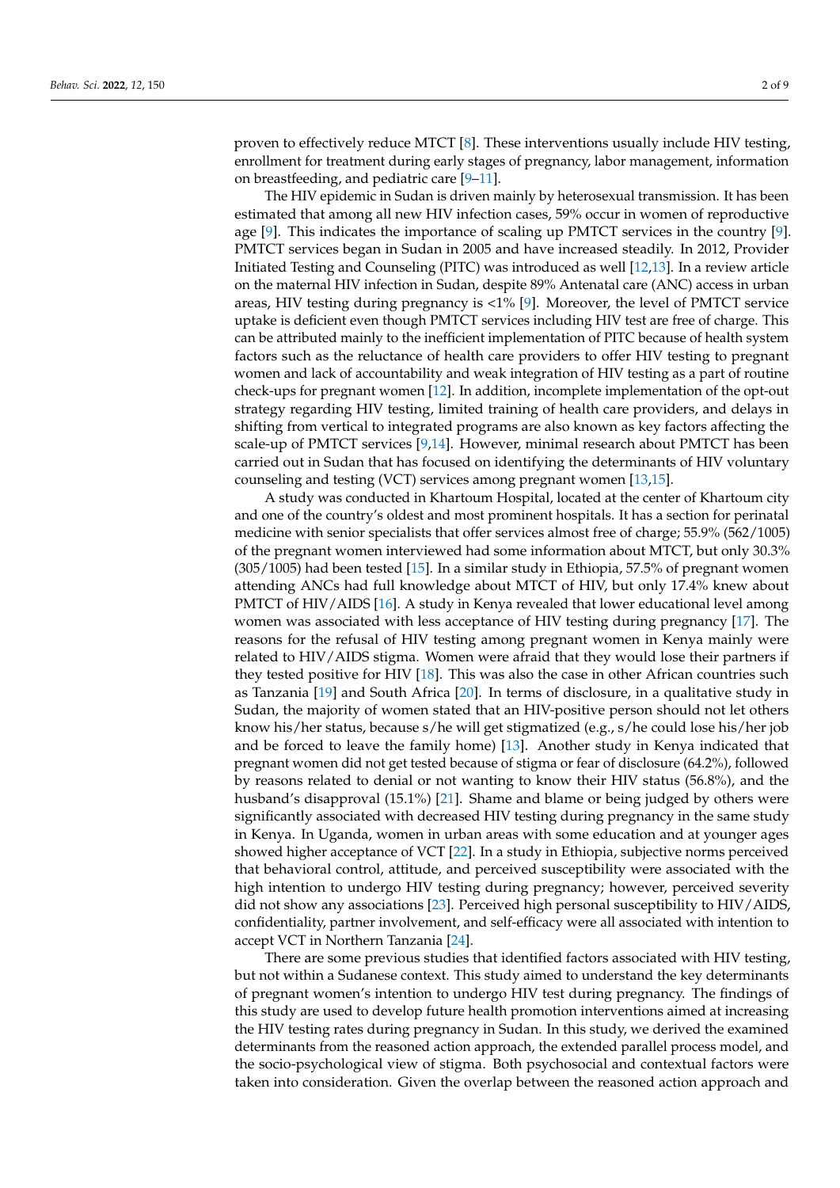proven to effectively reduce MTCT [8]. These interventions usually include HIV testing, enrollment for treatment during early stages of pregnancy, labor management, information on breastfeeding, and pediatric care [9–11].

The HIV epidemic in Sudan is driven mainly by heterosexual transmission. It has been estimated that among all new HIV infection cases, 59% occur in women of reproductive age [9]. This indicates the importance of scaling up PMTCT services in the country [9]. PMTCT services began in Sudan in 2005 and have increased steadily. In 2012, Provider Initiated Testing and Counseling (PITC) was introduced as well [12,13]. In a review article on the maternal HIV infection in Sudan, despite 89% Antenatal care (ANC) access in urban areas, HIV testing during pregnancy is <1% [9]. Moreover, the level of PMTCT service uptake is deficient even though PMTCT services including HIV test are free of charge. This can be attributed mainly to the inefficient implementation of PITC because of health system factors such as the reluctance of health care providers to offer HIV testing to pregnant women and lack of accountability and weak integration of HIV testing as a part of routine check-ups for pregnant women [12]. In addition, incomplete implementation of the opt-out strategy regarding HIV testing, limited training of health care providers, and delays in shifting from vertical to integrated programs are also known as key factors affecting the scale-up of PMTCT services [9,14]. However, minimal research about PMTCT has been carried out in Sudan that has focused on identifying the determinants of HIV voluntary counseling and testing (VCT) services among pregnant women [13,15].

A study was conducted in Khartoum Hospital, located at the center of Khartoum city and one of the country's oldest and most prominent hospitals. It has a section for perinatal medicine with senior specialists that offer services almost free of charge; 55.9% (562/1005) of the pregnant women interviewed had some information about MTCT, but only 30.3% (305/1005) had been tested [15]. In a similar study in Ethiopia, 57.5% of pregnant women attending ANCs had full knowledge about MTCT of HIV, but only 17.4% knew about PMTCT of HIV/AIDS [16]. A study in Kenya revealed that lower educational level among women was associated with less acceptance of HIV testing during pregnancy [17]. The reasons for the refusal of HIV testing among pregnant women in Kenya mainly were related to HIV/AIDS stigma. Women were afraid that they would lose their partners if they tested positive for HIV [18]. This was also the case in other African countries such as Tanzania [19] and South Africa [20]. In terms of disclosure, in a qualitative study in Sudan, the majority of women stated that an HIV-positive person should not let others know his/her status, because s/he will get stigmatized (e.g., s/he could lose his/her job and be forced to leave the family home) [13]. Another study in Kenya indicated that pregnant women did not get tested because of stigma or fear of disclosure (64.2%), followed by reasons related to denial or not wanting to know their HIV status (56.8%), and the husband's disapproval (15.1%) [21]. Shame and blame or being judged by others were significantly associated with decreased HIV testing during pregnancy in the same study in Kenya. In Uganda, women in urban areas with some education and at younger ages showed higher acceptance of VCT [22]. In a study in Ethiopia, subjective norms perceived that behavioral control, attitude, and perceived susceptibility were associated with the high intention to undergo HIV testing during pregnancy; however, perceived severity did not show any associations [23]. Perceived high personal susceptibility to HIV/AIDS, confidentiality, partner involvement, and self-efficacy were all associated with intention to accept VCT in Northern Tanzania [24].

There are some previous studies that identified factors associated with HIV testing, but not within a Sudanese context. This study aimed to understand the key determinants of pregnant women's intention to undergo HIV test during pregnancy. The findings of this study are used to develop future health promotion interventions aimed at increasing the HIV testing rates during pregnancy in Sudan. In this study, we derived the examined determinants from the reasoned action approach, the extended parallel process model, and the socio-psychological view of stigma. Both psychosocial and contextual factors were taken into consideration. Given the overlap between the reasoned action approach and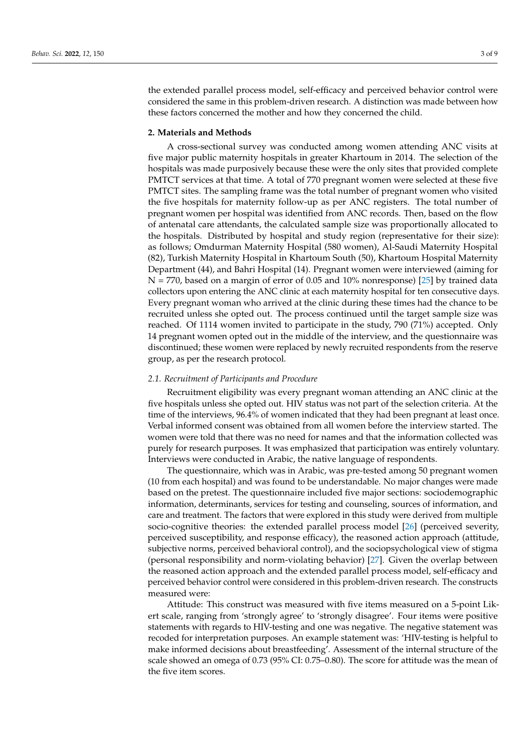the extended parallel process model, self-efficacy and perceived behavior control were considered the same in this problem-driven research. A distinction was made between how these factors concerned the mother and how they concerned the child.

## 2. Materials and Methods

A cross-sectional survey was conducted among women attending ANC visits at five major public maternity hospitals in greater Khartoum in 2014. The selection of the hospitals was made purposively because these were the only sites that provided complete PMTCT services at that time. A total of 770 pregnant women were selected at these five PMTCT sites. The sampling frame was the total number of pregnant women who visited the five hospitals for maternity follow-up as per ANC registers. The total number of pregnant women per hospital was identified from ANC records. Then, based on the flow of antenatal care attendants, the calculated sample size was proportionally allocated to the hospitals. Distributed by hospital and study region (representative for their size): as follows; Omdurman Maternity Hospital (580 women), Al-Saudi Maternity Hospital (82), Turkish Maternity Hospital in Khartoum South (50), Khartoum Hospital Maternity Department (44), and Bahri Hospital (14). Pregnant women were interviewed (aiming for N = 770, based on a margin of error of 0.05 and 10% nonresponse) [25] by trained data collectors upon entering the ANC clinic at each maternity hospital for ten consecutive days. Every pregnant woman who arrived at the clinic during these times had the chance to be recruited unless she opted out. The process continued until the target sample size was reached. Of 1114 women invited to participate in the study, 790 (71%) accepted. Only 14 pregnant women opted out in the middle of the interview, and the questionnaire was discontinued; these women were replaced by newly recruited respondents from the reserve group, as per the research protocol.

### *2.1. Recruitment of Participants and Procedure*

Recruitment eligibility was every pregnant woman attending an ANC clinic at the five hospitals unless she opted out. HIV status was not part of the selection criteria. At the time of the interviews, 96.4% of women indicated that they had been pregnant at least once. Verbal informed consent was obtained from all women before the interview started. The women were told that there was no need for names and that the information collected was purely for research purposes. It was emphasized that participation was entirely voluntary. Interviews were conducted in Arabic, the native language of respondents.

The questionnaire, which was in Arabic, was pre-tested among 50 pregnant women (10 from each hospital) and was found to be understandable. No major changes were made based on the pretest. The questionnaire included five major sections: sociodemographic information, determinants, services for testing and counseling, sources of information, and care and treatment. The factors that were explored in this study were derived from multiple socio-cognitive theories: the extended parallel process model [26] (perceived severity, perceived susceptibility, and response efficacy), the reasoned action approach (attitude, subjective norms, perceived behavioral control), and the sociopsychological view of stigma (personal responsibility and norm-violating behavior) [27]. Given the overlap between the reasoned action approach and the extended parallel process model, self-efficacy and perceived behavior control were considered in this problem-driven research. The constructs measured were:

Attitude: This construct was measured with five items measured on a 5-point Likert scale, ranging from 'strongly agree' to 'strongly disagree'. Four items were positive statements with regards to HIV-testing and one was negative. The negative statement was recoded for interpretation purposes. An example statement was: 'HIV-testing is helpful to make informed decisions about breastfeeding'. Assessment of the internal structure of the scale showed an omega of 0.73 (95% CI: 0.75–0.80). The score for attitude was the mean of the five item scores.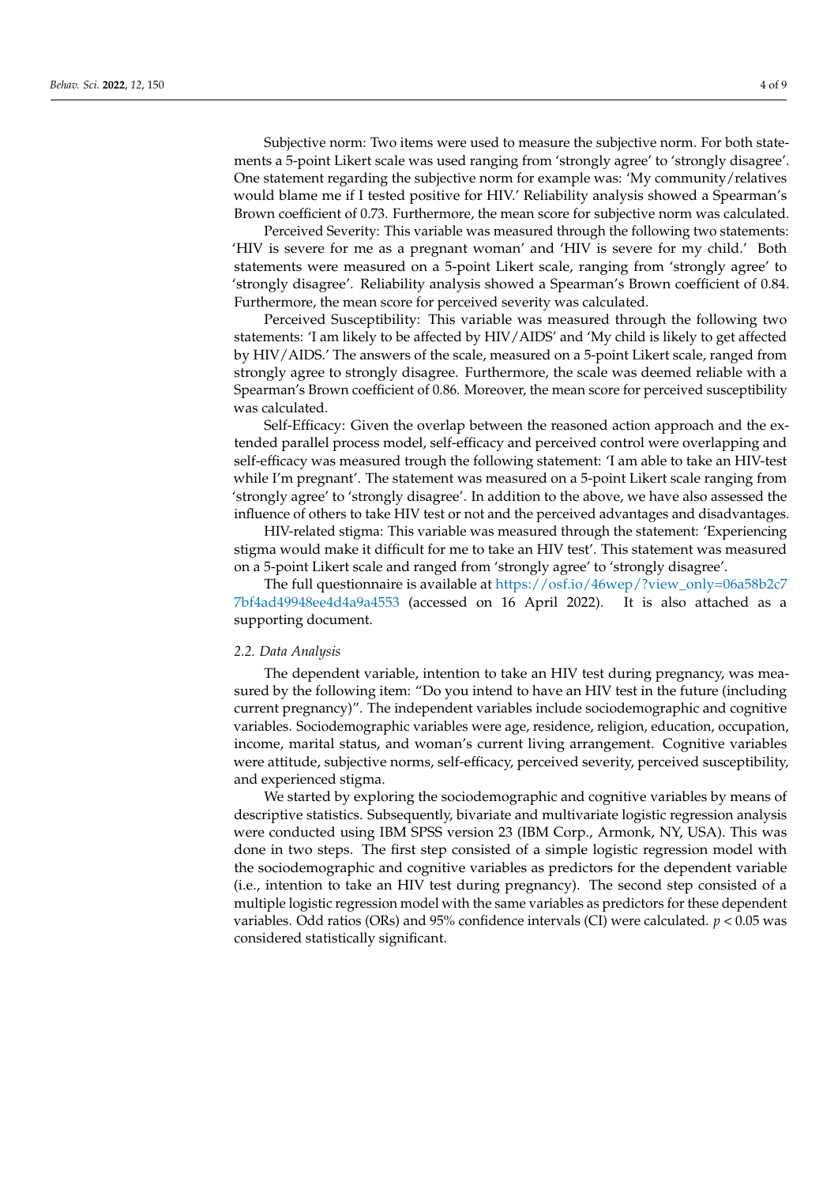Subjective norm: Two items were used to measure the subjective norm. For both statements a 5-point Likert scale was used ranging from 'strongly agree' to 'strongly disagree'. One statement regarding the subjective norm for example was: 'My community/relatives would blame me if I tested positive for HIV.' Reliability analysis showed a Spearman's Brown coefficient of 0.73. Furthermore, the mean score for subjective norm was calculated.

Perceived Severity: This variable was measured through the following two statements: 'HIV is severe for me as a pregnant woman' and 'HIV is severe for my child.' Both statements were measured on a 5-point Likert scale, ranging from 'strongly agree' to 'strongly disagree'. Reliability analysis showed a Spearman's Brown coefficient of 0.84. Furthermore, the mean score for perceived severity was calculated.

Perceived Susceptibility: This variable was measured through the following two statements: 'I am likely to be affected by HIV/AIDS' and 'My child is likely to get affected by HIV/AIDS.' The answers of the scale, measured on a 5-point Likert scale, ranged from strongly agree to strongly disagree. Furthermore, the scale was deemed reliable with a Spearman's Brown coefficient of 0.86. Moreover, the mean score for perceived susceptibility was calculated.

Self-Efficacy: Given the overlap between the reasoned action approach and the extended parallel process model, self-efficacy and perceived control were overlapping and self-efficacy was measured trough the following statement: 'I am able to take an HIV-test while I'm pregnant'. The statement was measured on a 5-point Likert scale ranging from 'strongly agree' to 'strongly disagree'. In addition to the above, we have also assessed the influence of others to take HIV test or not and the perceived advantages and disadvantages.

HIV-related stigma: This variable was measured through the statement: 'Experiencing stigma would make it difficult for me to take an HIV test'. This statement was measured on a 5-point Likert scale and ranged from 'strongly agree' to 'strongly disagree'.

The full questionnaire is available at https://osf.io/46wep/?view_only=06a58b2c77bf4ad49948ee4d4a9a4553 (accessed on 16 April 2022). It is also attached as a supporting document.

### 2.2. Data Analysis

The dependent variable, intention to take an HIV test during pregnancy, was measured by the following item: "Do you intend to have an HIV test in the future (including current pregnancy)". The independent variables include sociodemographic and cognitive variables. Sociodemographic variables were age, residence, religion, education, occupation, income, marital status, and woman's current living arrangement. Cognitive variables were attitude, subjective norms, self-efficacy, perceived severity, perceived susceptibility, and experienced stigma.

We started by exploring the sociodemographic and cognitive variables by means of descriptive statistics. Subsequently, bivariate and multivariate logistic regression analysis were conducted using IBM SPSS version 23 (IBM Corp., Armonk, NY, USA). This was done in two steps. The first step consisted of a simple logistic regression model with the sociodemographic and cognitive variables as predictors for the dependent variable (i.e., intention to take an HIV test during pregnancy). The second step consisted of a multiple logistic regression model with the same variables as predictors for these dependent variables. Odd ratios (ORs) and 95% confidence intervals (CI) were calculated. $p < 0.05$ was considered statistically significant.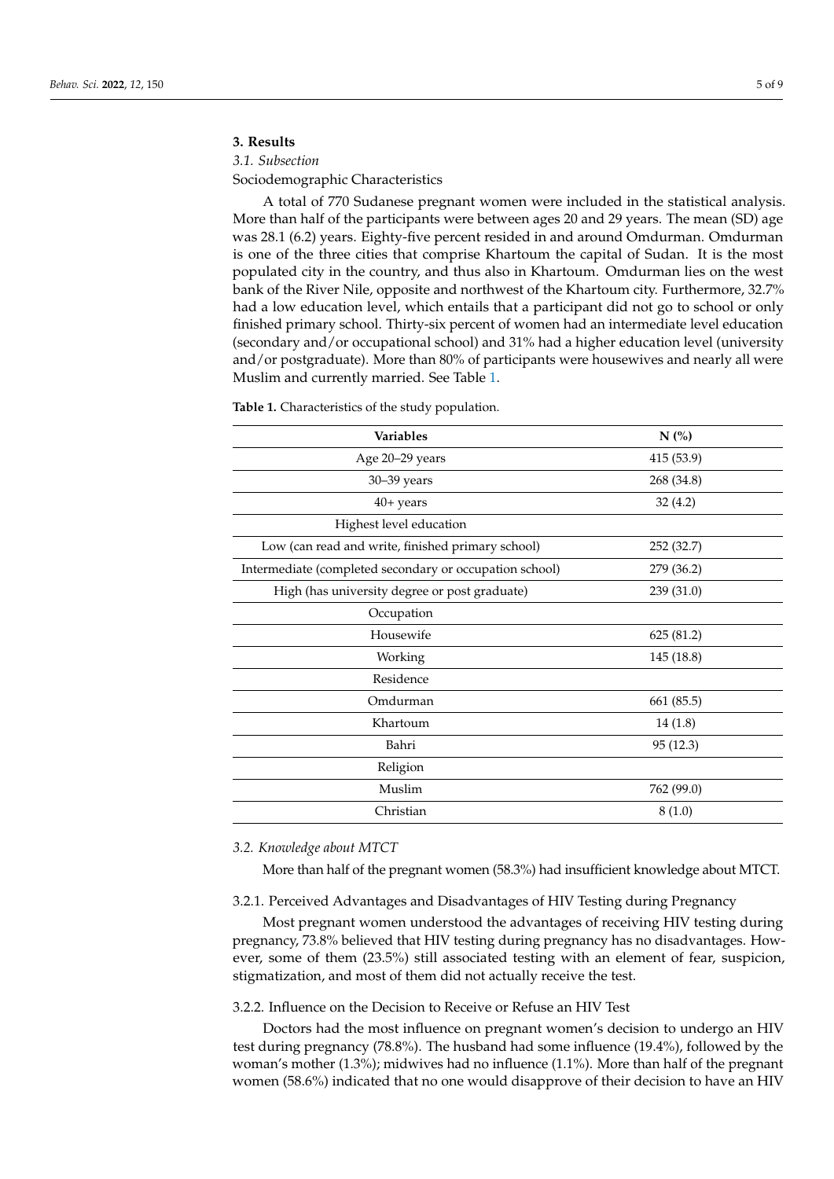## 3. Results

### *3.1. Subsection*

Sociodemographic Characteristics

A total of 770 Sudanese pregnant women were included in the statistical analysis. More than half of the participants were between ages 20 and 29 years. The mean (SD) age was 28.1 (6.2) years. Eighty-five percent resided in and around Omdurman. Omdurman is one of the three cities that comprise Khartoum the capital of Sudan. It is the most populated city in the country, and thus also in Khartoum. Omdurman lies on the west bank of the River Nile, opposite and northwest of the Khartoum city. Furthermore, 32.7% had a low education level, which entails that a participant did not go to school or only finished primary school. Thirty-six percent of women had an intermediate level education (secondary and/or occupational school) and 31% had a higher education level (university and/or postgraduate). More than 80% of participants were housewives and nearly all were Muslim and currently married. See Table 1.

**Table 1.** Characteristics of the study population.

| Variables | N (%) |
|---|---|
| Age 20–29 years | 415 (53.9) |
| 30–39 years | 268 (34.8) |
| 40+ years | 32 (4.2) |
| Highest level education | |
| Low (can read and write, finished primary school) | 252 (32.7) |
| Intermediate (completed secondary or occupation school) | 279 (36.2) |
| High (has university degree or post graduate) | 239 (31.0) |
| Occupation | |
| Housewife | 625 (81.2) |
| Working | 145 (18.8) |
| Residence | |
| Omdurman | 661 (85.5) |
| Khartoum | 14 (1.8) |
| Bahri | 95 (12.3) |
| Religion | |
| Muslim | 762 (99.0) |
| Christian | 8 (1.0) |

### *3.2. Knowledge about MTCT*

More than half of the pregnant women (58.3%) had insufficient knowledge about MTCT.

#### 3.2.1. Perceived Advantages and Disadvantages of HIV Testing during Pregnancy

Most pregnant women understood the advantages of receiving HIV testing during pregnancy, 73.8% believed that HIV testing during pregnancy has no disadvantages. However, some of them (23.5%) still associated testing with an element of fear, suspicion, stigmatization, and most of them did not actually receive the test.

#### 3.2.2. Influence on the Decision to Receive or Refuse an HIV Test

Doctors had the most influence on pregnant women's decision to undergo an HIV test during pregnancy (78.8%). The husband had some influence (19.4%), followed by the woman's mother (1.3%); midwives had no influence (1.1%). More than half of the pregnant women (58.6%) indicated that no one would disapprove of their decision to have an HIV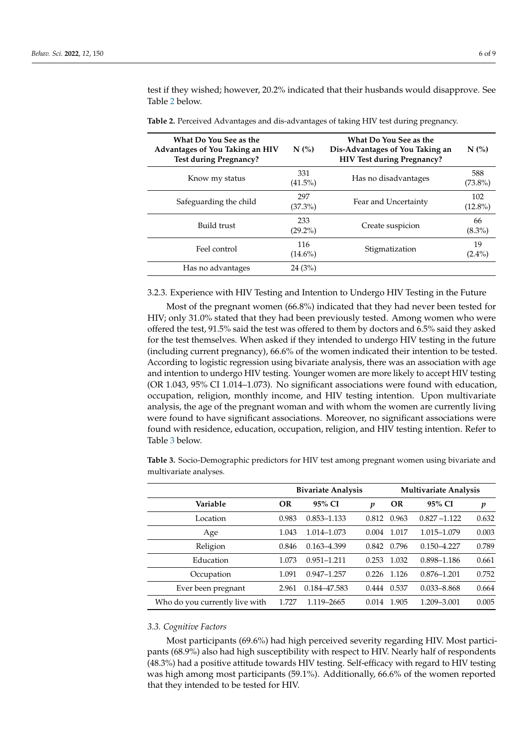test if they wished; however, 20.2% indicated that their husbands would disapprove. See Table 2 below.

**Table 2.** Perceived Advantages and dis-advantages of taking HIV test during pregnancy.

| What Do You See as the Advantages of You Taking an HIV Test during Pregnancy? | N (%) | What Do You See as the Dis-Advantages of You Taking an HIV Test during Pregnancy? | N (%) |
|---|---|---|---|
| Know my status | 331 (41.5%) | Has no disadvantages | 588 (73.8%) |
| Safeguarding the child | 297 (37.3%) | Fear and Uncertainty | 102 (12.8%) |
| Build trust | 233 (29.2%) | Create suspicion | 66 (8.3%) |
| Feel control | 116 (14.6%) | Stigmatization | 19 (2.4%) |
| Has no advantages | 24 (3%) | | |

3.2.3. Experience with HIV Testing and Intention to Undergo HIV Testing in the Future

Most of the pregnant women (66.8%) indicated that they had never been tested for HIV; only 31.0% stated that they had been previously tested. Among women who were offered the test, 91.5% said the test was offered to them by doctors and 6.5% said they asked for the test themselves. When asked if they intended to undergo HIV testing in the future (including current pregnancy), 66.6% of the women indicated their intention to be tested. According to logistic regression using bivariate analysis, there was an association with age and intention to undergo HIV testing. Younger women are more likely to accept HIV testing (OR 1.043, 95% CI 1.014–1.073). No significant associations were found with education, occupation, religion, monthly income, and HIV testing intention. Upon multivariate analysis, the age of the pregnant woman and with whom the women are currently living were found to have significant associations. Moreover, no significant associations were found with residence, education, occupation, religion, and HIV testing intention. Refer to Table 3 below.

**Table 3.** Socio-Demographic predictors for HIV test among pregnant women using bivariate and multivariate analyses.

| | Bivariate Analysis | | | Multivariate Analysis | | |
|---|---|---|---|---|---|---|
| Variable | OR | 95% CI | $p$ | OR | 95% CI | $p$ |
| Location | 0.983 | 0.853–1.133 | 0.812 | 0.963 | 0.827 –1.122 | 0.632 |
| Age | 1.043 | 1.014–1.073 | 0.004 | 1.017 | 1.015–1.079 | 0.003 |
| Religion | 0.846 | 0.163–4.399 | 0.842 | 0.796 | 0.150–4.227 | 0.789 |
| Education | 1.073 | 0.951–1.211 | 0.253 | 1.032 | 0.898–1.186 | 0.661 |
| Occupation | 1.091 | 0.947–1.257 | 0.226 | 1.126 | 0.876–1.201 | 0.752 |
| Ever been pregnant | 2.961 | 0.184–47.583 | 0.444 | 0.537 | 0.033–8.868 | 0.664 |
| Who do you currently live with | 1.727 | 1.119–2665 | 0.014 | 1.905 | 1.209–3.001 | 0.005 |

### *3.3. Cognitive Factors*

Most participants (69.6%) had high perceived severity regarding HIV. Most participants (68.9%) also had high susceptibility with respect to HIV. Nearly half of respondents (48.3%) had a positive attitude towards HIV testing. Self-efficacy with regard to HIV testing was high among most participants (59.1%). Additionally, 66.6% of the women reported that they intended to be tested for HIV.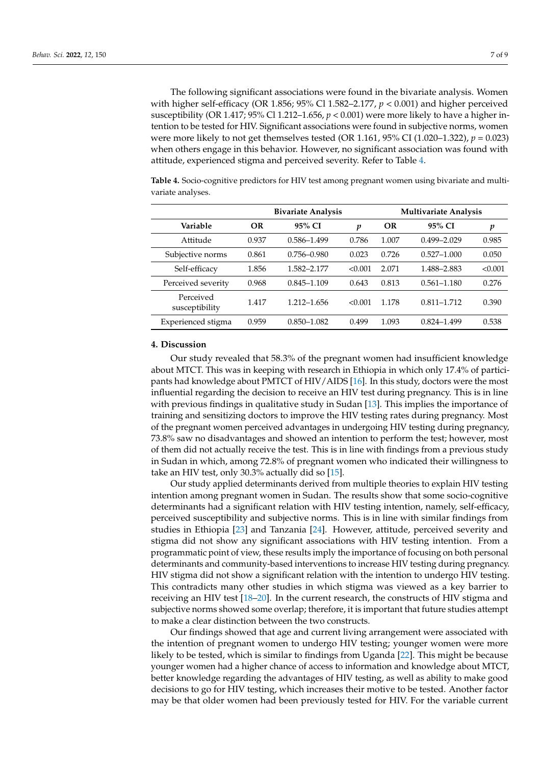The following significant associations were found in the bivariate analysis. Women with higher self-efficacy (OR 1.856; 95% Cl 1.582–2.177, $p < 0.001$) and higher perceived susceptibility (OR 1.417; 95% Cl 1.212–1.656, $p < 0.001$) were more likely to have a higher intention to be tested for HIV. Significant associations were found in subjective norms, women were more likely to not get themselves tested (OR 1.161, 95% CI (1.020–1.322), $p = 0.023$) when others engage in this behavior. However, no significant association was found with attitude, experienced stigma and perceived severity. Refer to Table 4.

**Table 4.** Socio-cognitive predictors for HIV test among pregnant women using bivariate and multivariate analyses.

| | Bivariate Analysis | | | Multivariate Analysis | | |
|---|---|---|---|---|---|---|
| **Variable** | **OR** | **95% CI** | ***p*** | **OR** | **95% CI** | ***p*** |
| Attitude | 0.937 | 0.586–1.499 | 0.786 | 1.007 | 0.499–2.029 | 0.985 |
| Subjective norms | 0.861 | 0.756–0.980 | 0.023 | 0.726 | 0.527–1.000 | 0.050 |
| Self-efficacy | 1.856 | 1.582–2.177 | <0.001 | 2.071 | 1.488–2.883 | <0.001 |
| Perceived severity | 0.968 | 0.845–1.109 | 0.643 | 0.813 | 0.561–1.180 | 0.276 |
| Perceived susceptibility | 1.417 | 1.212–1.656 | <0.001 | 1.178 | 0.811–1.712 | 0.390 |
| Experienced stigma | 0.959 | 0.850–1.082 | 0.499 | 1.093 | 0.824–1.499 | 0.538 |

## 4. Discussion

Our study revealed that 58.3% of the pregnant women had insufficient knowledge about MTCT. This was in keeping with research in Ethiopia in which only 17.4% of participants had knowledge about PMTCT of HIV/AIDS [16]. In this study, doctors were the most influential regarding the decision to receive an HIV test during pregnancy. This is in line with previous findings in qualitative study in Sudan [13]. This implies the importance of training and sensitizing doctors to improve the HIV testing rates during pregnancy. Most of the pregnant women perceived advantages in undergoing HIV testing during pregnancy, 73.8% saw no disadvantages and showed an intention to perform the test; however, most of them did not actually receive the test. This is in line with findings from a previous study in Sudan in which, among 72.8% of pregnant women who indicated their willingness to take an HIV test, only 30.3% actually did so [15].

Our study applied determinants derived from multiple theories to explain HIV testing intention among pregnant women in Sudan. The results show that some socio-cognitive determinants had a significant relation with HIV testing intention, namely, self-efficacy, perceived susceptibility and subjective norms. This is in line with similar findings from studies in Ethiopia [23] and Tanzania [24]. However, attitude, perceived severity and stigma did not show any significant associations with HIV testing intention. From a programmatic point of view, these results imply the importance of focusing on both personal determinants and community-based interventions to increase HIV testing during pregnancy. HIV stigma did not show a significant relation with the intention to undergo HIV testing. This contradicts many other studies in which stigma was viewed as a key barrier to receiving an HIV test [18–20]. In the current research, the constructs of HIV stigma and subjective norms showed some overlap; therefore, it is important that future studies attempt to make a clear distinction between the two constructs.

Our findings showed that age and current living arrangement were associated with the intention of pregnant women to undergo HIV testing; younger women were more likely to be tested, which is similar to findings from Uganda [22]. This might be because younger women had a higher chance of access to information and knowledge about MTCT, better knowledge regarding the advantages of HIV testing, as well as ability to make good decisions to go for HIV testing, which increases their motive to be tested. Another factor may be that older women had been previously tested for HIV. For the variable current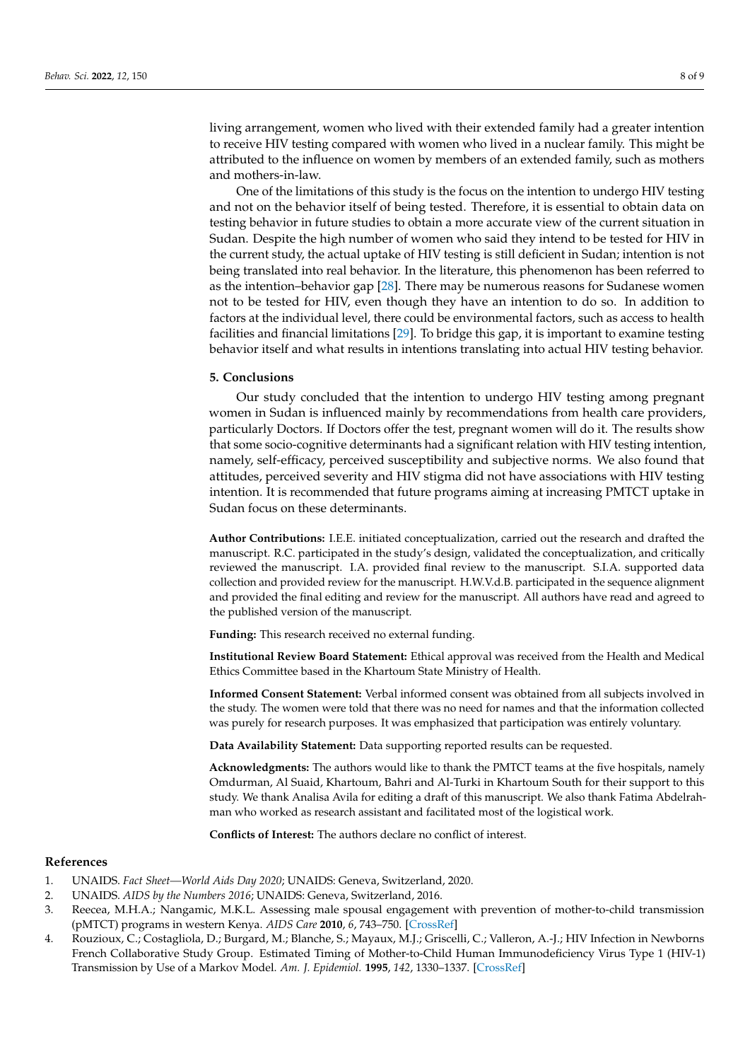living arrangement, women who lived with their extended family had a greater intention to receive HIV testing compared with women who lived in a nuclear family. This might be attributed to the influence on women by members of an extended family, such as mothers and mothers-in-law.

One of the limitations of this study is the focus on the intention to undergo HIV testing and not on the behavior itself of being tested. Therefore, it is essential to obtain data on testing behavior in future studies to obtain a more accurate view of the current situation in Sudan. Despite the high number of women who said they intend to be tested for HIV in the current study, the actual uptake of HIV testing is still deficient in Sudan; intention is not being translated into real behavior. In the literature, this phenomenon has been referred to as the intention–behavior gap [28]. There may be numerous reasons for Sudanese women not to be tested for HIV, even though they have an intention to do so. In addition to factors at the individual level, there could be environmental factors, such as access to health facilities and financial limitations [29]. To bridge this gap, it is important to examine testing behavior itself and what results in intentions translating into actual HIV testing behavior.

## 5. Conclusions

Our study concluded that the intention to undergo HIV testing among pregnant women in Sudan is influenced mainly by recommendations from health care providers, particularly Doctors. If Doctors offer the test, pregnant women will do it. The results show that some socio-cognitive determinants had a significant relation with HIV testing intention, namely, self-efficacy, perceived susceptibility and subjective norms. We also found that attitudes, perceived severity and HIV stigma did not have associations with HIV testing intention. It is recommended that future programs aiming at increasing PMTCT uptake in Sudan focus on these determinants.

**Author Contributions:** I.E.E. initiated conceptualization, carried out the research and drafted the manuscript. R.C. participated in the study's design, validated the conceptualization, and critically reviewed the manuscript. I.A. provided final review to the manuscript. S.I.A. supported data collection and provided review for the manuscript. H.W.V.d.B. participated in the sequence alignment and provided the final editing and review for the manuscript. All authors have read and agreed to the published version of the manuscript.

**Funding:** This research received no external funding.

**Institutional Review Board Statement:** Ethical approval was received from the Health and Medical Ethics Committee based in the Khartoum State Ministry of Health.

**Informed Consent Statement:** Verbal informed consent was obtained from all subjects involved in the study. The women were told that there was no need for names and that the information collected was purely for research purposes. It was emphasized that participation was entirely voluntary.

**Data Availability Statement:** Data supporting reported results can be requested.

**Acknowledgments:** The authors would like to thank the PMTCT teams at the five hospitals, namely Omdurman, Al Suaid, Khartoum, Bahri and Al-Turki in Khartoum South for their support to this study. We thank Analisa Avila for editing a draft of this manuscript. We also thank Fatima Abdelrahman who worked as research assistant and facilitated most of the logistical work.

**Conflicts of Interest:** The authors declare no conflict of interest.

## References

1. UNAIDS. *Fact Sheet—World Aids Day 2020*; UNAIDS: Geneva, Switzerland, 2020.
2. UNAIDS. *AIDS by the Numbers 2016*; UNAIDS: Geneva, Switzerland, 2016.
3. Reecea, M.H.A.; Nangamic, M.K.L. Assessing male spousal engagement with prevention of mother-to-child transmission (pMTCT) programs in western Kenya. *AIDS Care* **2010**, *6*, 743–750. [CrossRef]
4. Rouzioux, C.; Costagliola, D.; Burgard, M.; Blanche, S.; Mayaux, M.J.; Griscelli, C.; Valleron, A.-J.; HIV Infection in Newborns French Collaborative Study Group. Estimated Timing of Mother-to-Child Human Immunodeficiency Virus Type 1 (HIV-1) Transmission by Use of a Markov Model. *Am. J. Epidemiol.* **1995**, *142*, 1330–1337. [CrossRef]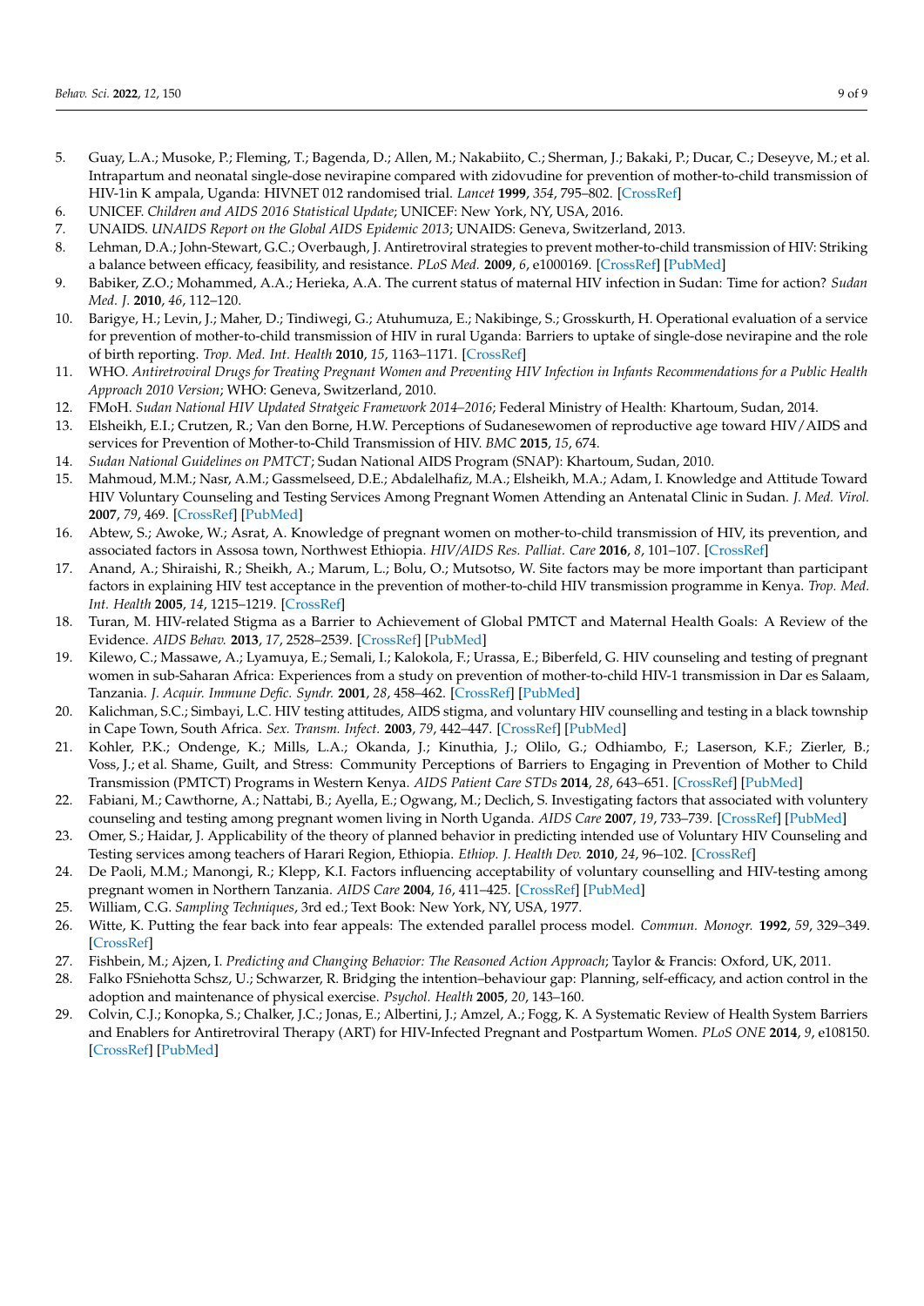5. Guay, L.A.; Musoke, P.; Fleming, T.; Bagenda, D.; Allen, M.; Nakabiito, C.; Sherman, J.; Bakaki, P.; Ducar, C.; Deseyve, M.; et al. Intrapartum and neonatal single-dose nevirapine compared with zidovudine for prevention of mother-to-child transmission of HIV-1in K ampala, Uganda: HIVNET 012 randomised trial. *Lancet* **1999**, *354*, 795–802. [CrossRef]
6. UNICEF. *Children and AIDS 2016 Statistical Update*; UNICEF: New York, NY, USA, 2016.
7. UNAIDS. *UNAIDS Report on the Global AIDS Epidemic 2013*; UNAIDS: Geneva, Switzerland, 2013.
8. Lehman, D.A.; John-Stewart, G.C.; Overbaugh, J. Antiretroviral strategies to prevent mother-to-child transmission of HIV: Striking a balance between efficacy, feasibility, and resistance. *PLoS Med.* **2009**, *6*, e1000169. [CrossRef] [PubMed]
9. Babiker, Z.O.; Mohammed, A.A.; Herieka, A.A. The current status of maternal HIV infection in Sudan: Time for action? *Sudan Med. J.* **2010**, *46*, 112–120.
10. Barigye, H.; Levin, J.; Maher, D.; Tindiwegi, G.; Atuhumuza, E.; Nakibinge, S.; Grosskurth, H. Operational evaluation of a service for prevention of mother-to-child transmission of HIV in rural Uganda: Barriers to uptake of single-dose nevirapine and the role of birth reporting. *Trop. Med. Int. Health* **2010**, *15*, 1163–1171. [CrossRef]
11. WHO. *Antiretroviral Drugs for Treating Pregnant Women and Preventing HIV Infection in Infants Recommendations for a Public Health Approach 2010 Version*; WHO: Geneva, Switzerland, 2010.
12. FMoH. *Sudan National HIV Updated Stratgeic Framework 2014–2016*; Federal Ministry of Health: Khartoum, Sudan, 2014.
13. Elsheikh, E.I.; Crutzen, R.; Van den Borne, H.W. Perceptions of Sudanesewomen of reproductive age toward HIV/AIDS and services for Prevention of Mother-to-Child Transmission of HIV. *BMC* **2015**, *15*, 674.
14. *Sudan National Guidelines on PMTCT*; Sudan National AIDS Program (SNAP): Khartoum, Sudan, 2010.
15. Mahmoud, M.M.; Nasr, A.M.; Gassmelseed, D.E.; Abdalelhafiz, M.A.; Elsheikh, M.A.; Adam, I. Knowledge and Attitude Toward HIV Voluntary Counseling and Testing Services Among Pregnant Women Attending an Antenatal Clinic in Sudan. *J. Med. Virol.* **2007**, *79*, 469. [CrossRef] [PubMed]
16. Abtew, S.; Awoke, W.; Asrat, A. Knowledge of pregnant women on mother-to-child transmission of HIV, its prevention, and associated factors in Assosa town, Northwest Ethiopia. *HIV/AIDS Res. Palliat. Care* **2016**, *8*, 101–107. [CrossRef]
17. Anand, A.; Shiraishi, R.; Sheikh, A.; Marum, L.; Bolu, O.; Mutsotso, W. Site factors may be more important than participant factors in explaining HIV test acceptance in the prevention of mother-to-child HIV transmission programme in Kenya. *Trop. Med. Int. Health* **2005**, *14*, 1215–1219. [CrossRef]
18. Turan, M. HIV-related Stigma as a Barrier to Achievement of Global PMTCT and Maternal Health Goals: A Review of the Evidence. *AIDS Behav.* **2013**, *17*, 2528–2539. [CrossRef] [PubMed]
19. Kilewo, C.; Massawe, A.; Lyamuya, E.; Semali, I.; Kalokola, F.; Urassa, E.; Biberfeld, G. HIV counseling and testing of pregnant women in sub-Saharan Africa: Experiences from a study on prevention of mother-to-child HIV-1 transmission in Dar es Salaam, Tanzania. *J. Acquir. Immune Defic. Syndr.* **2001**, *28*, 458–462. [CrossRef] [PubMed]
20. Kalichman, S.C.; Simbayi, L.C. HIV testing attitudes, AIDS stigma, and voluntary HIV counselling and testing in a black township in Cape Town, South Africa. *Sex. Transm. Infect.* **2003**, *79*, 442–447. [CrossRef] [PubMed]
21. Kohler, P.K.; Ondenge, K.; Mills, L.A.; Okanda, J.; Kinuthia, J.; Olilo, G.; Odhiambo, F.; Laserson, K.F.; Zierler, B.; Voss, J.; et al. Shame, Guilt, and Stress: Community Perceptions of Barriers to Engaging in Prevention of Mother to Child Transmission (PMTCT) Programs in Western Kenya. *AIDS Patient Care STDs* **2014**, *28*, 643–651. [CrossRef] [PubMed]
22. Fabiani, M.; Cawthorne, A.; Nattabi, B.; Ayella, E.; Ogwang, M.; Declich, S. Investigating factors that associated with voluntery counseling and testing among pregnant women living in North Uganda. *AIDS Care* **2007**, *19*, 733–739. [CrossRef] [PubMed]
23. Omer, S.; Haidar, J. Applicability of the theory of planned behavior in predicting intended use of Voluntary HIV Counseling and Testing services among teachers of Harari Region, Ethiopia. *Ethiop. J. Health Dev.* **2010**, *24*, 96–102. [CrossRef]
24. De Paoli, M.M.; Manongi, R.; Klepp, K.I. Factors influencing acceptability of voluntary counselling and HIV-testing among pregnant women in Northern Tanzania. *AIDS Care* **2004**, *16*, 411–425. [CrossRef] [PubMed]
25. William, C.G. *Sampling Techniques*, 3rd ed.; Text Book: New York, NY, USA, 1977.
26. Witte, K. Putting the fear back into fear appeals: The extended parallel process model. *Commun. Monogr.* **1992**, *59*, 329–349. [CrossRef]
27. Fishbein, M.; Ajzen, I. *Predicting and Changing Behavior: The Reasoned Action Approach*; Taylor & Francis: Oxford, UK, 2011.
28. Falko FSniehotta Schsz, U.; Schwarzer, R. Bridging the intention–behaviour gap: Planning, self-efficacy, and action control in the adoption and maintenance of physical exercise. *Psychol. Health* **2005**, *20*, 143–160.
29. Colvin, C.J.; Konopka, S.; Chalker, J.C.; Jonas, E.; Albertini, J.; Amzel, A.; Fogg, K. A Systematic Review of Health System Barriers and Enablers for Antiretroviral Therapy (ART) for HIV-Infected Pregnant and Postpartum Women. *PLoS ONE* **2014**, *9*, e108150. [CrossRef] [PubMed]